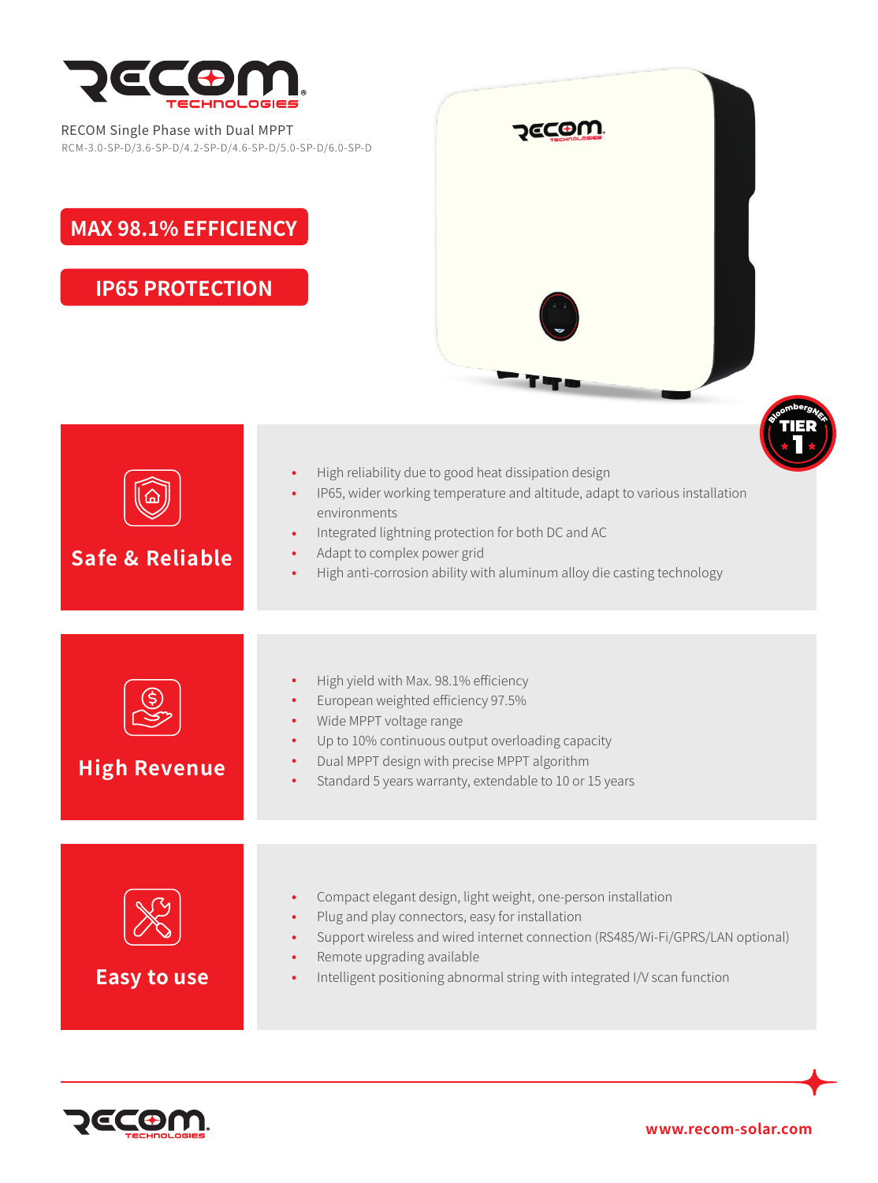RECOM Single Phase with Dual MPPT

RCM-3.0-SP-D/3.6-SP-D/4.2-SP-D/4.6-SP-D/5.0-SP-D/6.0-SP-D

**MAX 98.1% EFFICIENCY**

**IP65 PROTECTION**

## Safe & Reliable

- High reliability due to good heat dissipation design
- IP65, wider working temperature and altitude, adapt to various installation environments
- Integrated lightning protection for both DC and AC
- Adapt to complex power grid
- High anti-corrosion ability with aluminum alloy die casting technology

## High Revenue

- High yield with Max. 98.1% efficiency
- European weighted efficiency 97.5%
- Wide MPPT voltage range
- Up to 10% continuous output overloading capacity
- Dual MPPT design with precise MPPT algorithm
- Standard 5 years warranty, extendable to 10 or 15 years

## Easy to use

- Compact elegant design, light weight, one-person installation
- Plug and play connectors, easy for installation
- Support wireless and wired internet connection (RS485/Wi-Fi/GPRS/LAN optional)
- Remote upgrading available
- Intelligent positioning abnormal string with integrated I/V scan function

www.recom-solar.com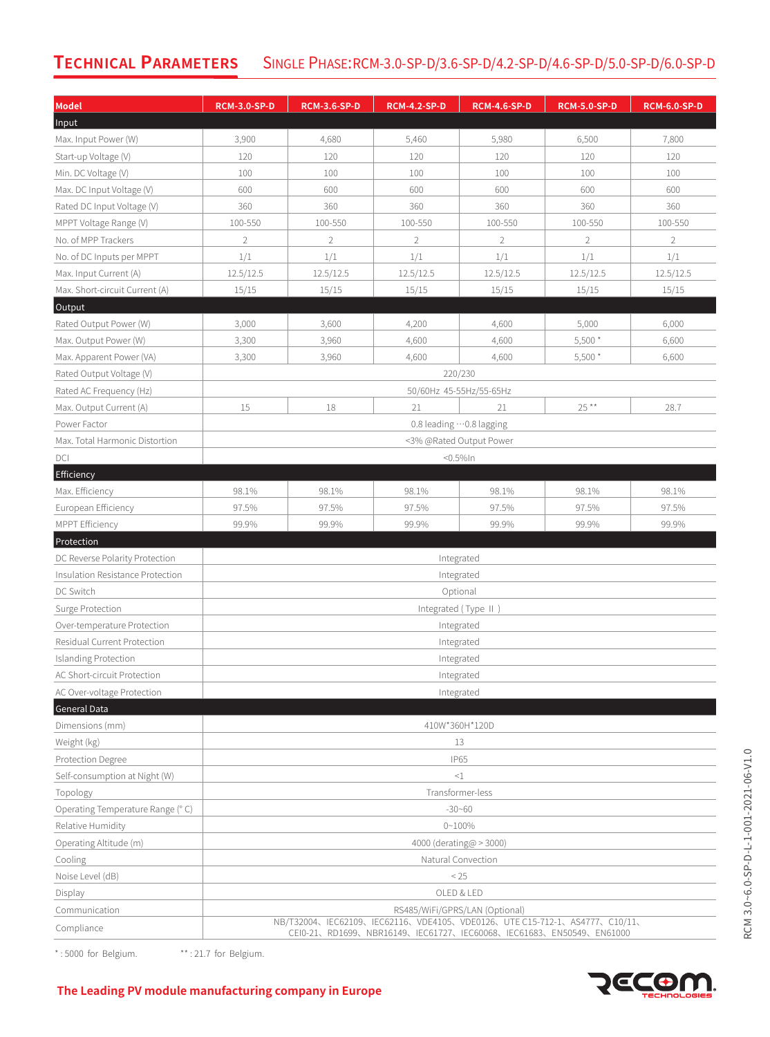## Technical Parameters

Single Phase: RCM-3.0-SP-D/3.6-SP-D/4.2-SP-D/4.6-SP-D/5.0-SP-D/6.0-SP-D

| Model | RCM-3.0-SP-D | RCM-3.6-SP-D | RCM-4.2-SP-D | RCM-4.6-SP-D | RCM-5.0-SP-D | RCM-6.0-SP-D |
|---|---|---|---|---|---|---|
| **Input** | | | | | | |
| Max. Input Power (W) | 3,900 | 4,680 | 5,460 | 5,980 | 6,500 | 7,800 |
| Start-up Voltage (V) | 120 | 120 | 120 | 120 | 120 | 120 |
| Min. DC Voltage (V) | 100 | 100 | 100 | 100 | 100 | 100 |
| Max. DC Input Voltage (V) | 600 | 600 | 600 | 600 | 600 | 600 |
| Rated DC Input Voltage (V) | 360 | 360 | 360 | 360 | 360 | 360 |
| MPPT Voltage Range (V) | 100-550 | 100-550 | 100-550 | 100-550 | 100-550 | 100-550 |
| No. of MPP Trackers | 2 | 2 | 2 | 2 | 2 | 2 |
| No. of DC Inputs per MPPT | 1/1 | 1/1 | 1/1 | 1/1 | 1/1 | 1/1 |
| Max. Input Current (A) | 12.5/12.5 | 12.5/12.5 | 12.5/12.5 | 12.5/12.5 | 12.5/12.5 | 12.5/12.5 |
| Max. Short-circuit Current (A) | 15/15 | 15/15 | 15/15 | 15/15 | 15/15 | 15/15 |
| **Output** | | | | | | |
| Rated Output Power (W) | 3,000 | 3,600 | 4,200 | 4,600 | 5,000 | 6,000 |
| Max. Output Power (W) | 3,300 | 3,960 | 4,600 | 4,600 | 5,500 * | 6,600 |
| Max. Apparent Power (VA) | 3,300 | 3,960 | 4,600 | 4,600 | 5,500 * | 6,600 |
| Rated Output Voltage (V) | 220/230 | | | | | |
| Rated AC Frequency (Hz) | 50/60Hz 45-55Hz/55-65Hz | | | | | |
| Max. Output Current (A) | 15 | 18 | 21 | 21 | 25 ** | 28.7 |
| Power Factor | 0.8 leading …0.8 lagging | | | | | |
| Max. Total Harmonic Distortion | <3% @Rated Output Power | | | | | |
| DCI | <0.5%In | | | | | |
| **Efficiency** | | | | | | |
| Max. Efficiency | 98.1% | 98.1% | 98.1% | 98.1% | 98.1% | 98.1% |
| European Efficiency | 97.5% | 97.5% | 97.5% | 97.5% | 97.5% | 97.5% |
| MPPT Efficiency | 99.9% | 99.9% | 99.9% | 99.9% | 99.9% | 99.9% |
| **Protection** | | | | | | |
| DC Reverse Polarity Protection | Integrated | | | | | |
| Insulation Resistance Protection | Integrated | | | | | |
| DC Switch | Optional | | | | | |
| Surge Protection | Integrated ( Type II ) | | | | | |
| Over-temperature Protection | Integrated | | | | | |
| Residual Current Protection | Integrated | | | | | |
| Islanding Protection | Integrated | | | | | |
| AC Short-circuit Protection | Integrated | | | | | |
| AC Over-voltage Protection | Integrated | | | | | |
| **General Data** | | | | | | |
| Dimensions (mm) | 410W*360H*120D | | | | | |
| Weight (kg) | 13 | | | | | |
| Protection Degree | IP65 | | | | | |
| Self-consumption at Night (W) | <1 | | | | | |
| Topology | Transformer-less | | | | | |
| Operating Temperature Range (° C) | -30~60 | | | | | |
| Relative Humidity | 0~100% | | | | | |
| Operating Altitude (m) | 4000 (derating@＞3000) | | | | | |
| Cooling | Natural Convection | | | | | |
| Noise Level (dB) | ＜25 | | | | | |
| Display | OLED & LED | | | | | |
| Communication | RS485/WiFi/GPRS/LAN (Optional) | | | | | |
| Compliance | NB/T32004、IEC62109、IEC62116、VDE4105、VDE0126、UTE C15-712-1、AS4777、C10/11、CEI0-21、RD1699、NBR16149、IEC61727、IEC60068、IEC61683、EN50549、EN61000 | | | | | |

* : 5000 for Belgium. ** : 21.7 for Belgium.

RCM 3.0~6.0-SP-D-L-1-001-2021-06-V1.0

**The Leading PV module manufacturing company in Europe**

RECOM TECHNOLOGIES